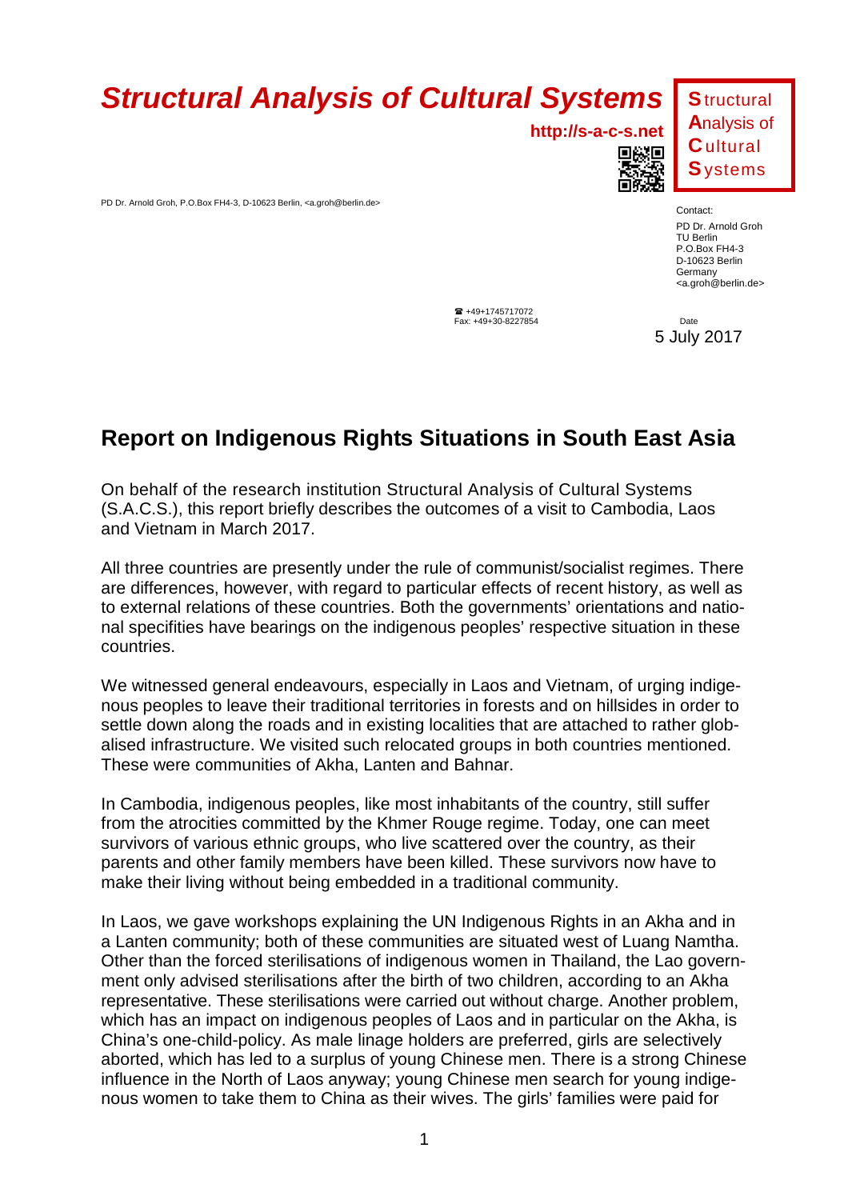# Structural Analysis of Cultural Systems

**http://s-a-c-s.net**

**S**tructural **A**nalysis of **C**ultural **S**ystems

PD Dr. Arnold Groh, P.O.Box FH4-3, D-10623 Berlin, <a.groh@berlin.de>

Contact:
PD Dr. Arnold Groh
TU Berlin
P.O.Box FH4-3
D-10623 Berlin
Germany
<a.groh@berlin.de>

☎ +49+1745717072
Fax: +49+30-8227854

Date
5 July 2017

## Report on Indigenous Rights Situations in South East Asia

On behalf of the research institution Structural Analysis of Cultural Systems (S.A.C.S.), this report briefly describes the outcomes of a visit to Cambodia, Laos and Vietnam in March 2017.

All three countries are presently under the rule of communist/socialist regimes. There are differences, however, with regard to particular effects of recent history, as well as to external relations of these countries. Both the governments' orientations and national specifities have bearings on the indigenous peoples' respective situation in these countries.

We witnessed general endeavours, especially in Laos and Vietnam, of urging indigenous peoples to leave their traditional territories in forests and on hillsides in order to settle down along the roads and in existing localities that are attached to rather globalised infrastructure. We visited such relocated groups in both countries mentioned. These were communities of Akha, Lanten and Bahnar.

In Cambodia, indigenous peoples, like most inhabitants of the country, still suffer from the atrocities committed by the Khmer Rouge regime. Today, one can meet survivors of various ethnic groups, who live scattered over the country, as their parents and other family members have been killed. These survivors now have to make their living without being embedded in a traditional community.

In Laos, we gave workshops explaining the UN Indigenous Rights in an Akha and in a Lanten community; both of these communities are situated west of Luang Namtha. Other than the forced sterilisations of indigenous women in Thailand, the Lao government only advised sterilisations after the birth of two children, according to an Akha representative. These sterilisations were carried out without charge. Another problem, which has an impact on indigenous peoples of Laos and in particular on the Akha, is China's one-child-policy. As male linage holders are preferred, girls are selectively aborted, which has led to a surplus of young Chinese men. There is a strong Chinese influence in the North of Laos anyway; young Chinese men search for young indigenous women to take them to China as their wives. The girls' families were paid for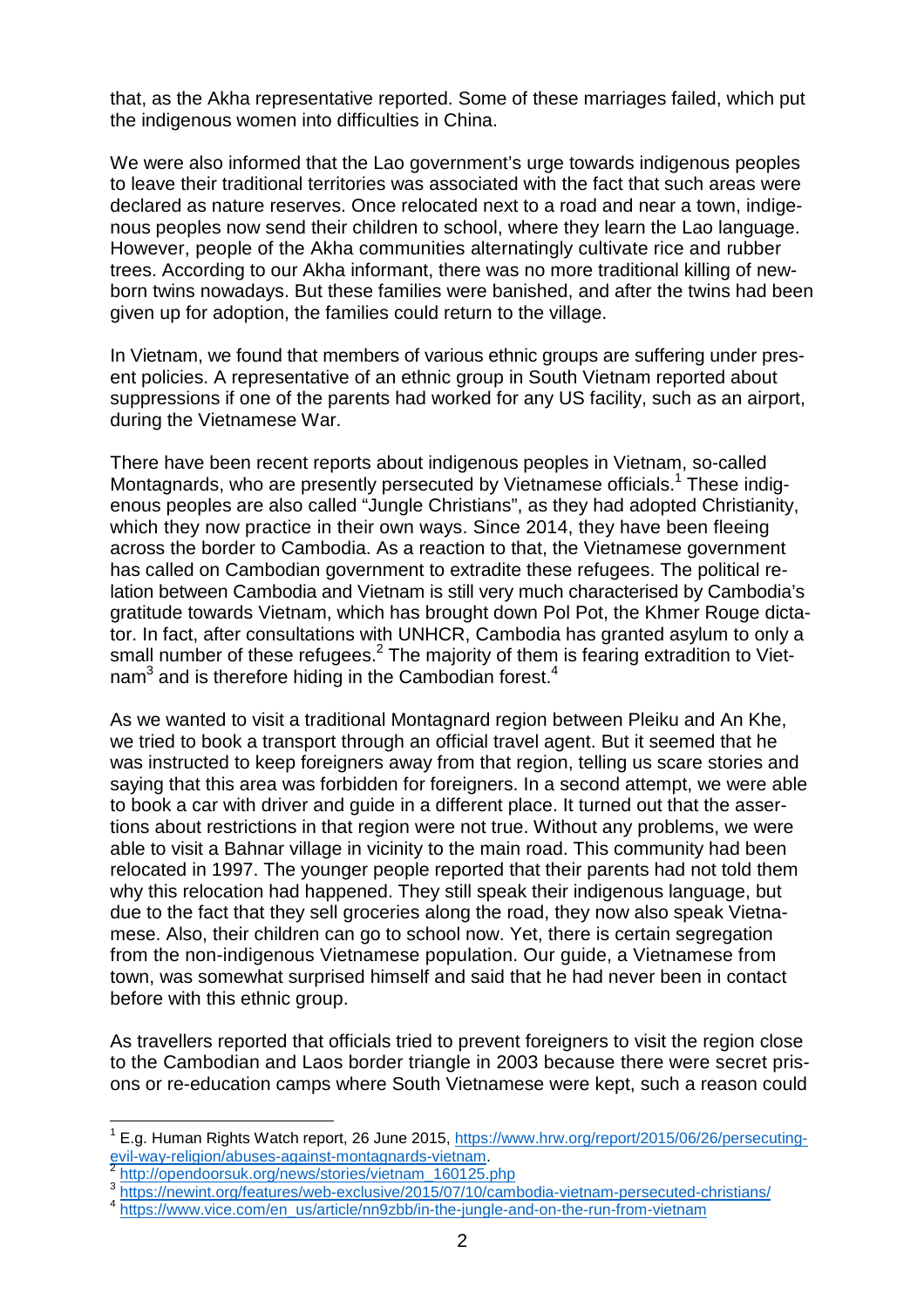that, as the Akha representative reported. Some of these marriages failed, which put the indigenous women into difficulties in China.

We were also informed that the Lao government's urge towards indigenous peoples to leave their traditional territories was associated with the fact that such areas were declared as nature reserves. Once relocated next to a road and near a town, indigenous peoples now send their children to school, where they learn the Lao language. However, people of the Akha communities alternatingly cultivate rice and rubber trees. According to our Akha informant, there was no more traditional killing of newborn twins nowadays. But these families were banished, and after the twins had been given up for adoption, the families could return to the village.

In Vietnam, we found that members of various ethnic groups are suffering under present policies. A representative of an ethnic group in South Vietnam reported about suppressions if one of the parents had worked for any US facility, such as an airport, during the Vietnamese War.

There have been recent reports about indigenous peoples in Vietnam, so-called Montagnards, who are presently persecuted by Vietnamese officials.[1] These indigenous peoples are also called "Jungle Christians", as they had adopted Christianity, which they now practice in their own ways. Since 2014, they have been fleeing across the border to Cambodia. As a reaction to that, the Vietnamese government has called on Cambodian government to extradite these refugees. The political relation between Cambodia and Vietnam is still very much characterised by Cambodia's gratitude towards Vietnam, which has brought down Pol Pot, the Khmer Rouge dictator. In fact, after consultations with UNHCR, Cambodia has granted asylum to only a small number of these refugees.[2] The majority of them is fearing extradition to Vietnam[3] and is therefore hiding in the Cambodian forest.[4]

As we wanted to visit a traditional Montagnard region between Pleiku and An Khe, we tried to book a transport through an official travel agent. But it seemed that he was instructed to keep foreigners away from that region, telling us scare stories and saying that this area was forbidden for foreigners. In a second attempt, we were able to book a car with driver and guide in a different place. It turned out that the assertions about restrictions in that region were not true. Without any problems, we were able to visit a Bahnar village in vicinity to the main road. This community had been relocated in 1997. The younger people reported that their parents had not told them why this relocation had happened. They still speak their indigenous language, but due to the fact that they sell groceries along the road, they now also speak Vietnamese. Also, their children can go to school now. Yet, there is certain segregation from the non-indigenous Vietnamese population. Our guide, a Vietnamese from town, was somewhat surprised himself and said that he had never been in contact before with this ethnic group.

As travellers reported that officials tried to prevent foreigners to visit the region close to the Cambodian and Laos border triangle in 2003 because there were secret prisons or re-education camps where South Vietnamese were kept, such a reason could

---

[1] E.g. Human Rights Watch report, 26 June 2015, https://www.hrw.org/report/2015/06/26/persecuting-evil-way-religion/abuses-against-montagnards-vietnam.

[2] http://opendoorsuk.org/news/stories/vietnam_160125.php

[3] https://newint.org/features/web-exclusive/2015/07/10/cambodia-vietnam-persecuted-christians/

[4] https://www.vice.com/en_us/article/nn9zbb/in-the-jungle-and-on-the-run-from-vietnam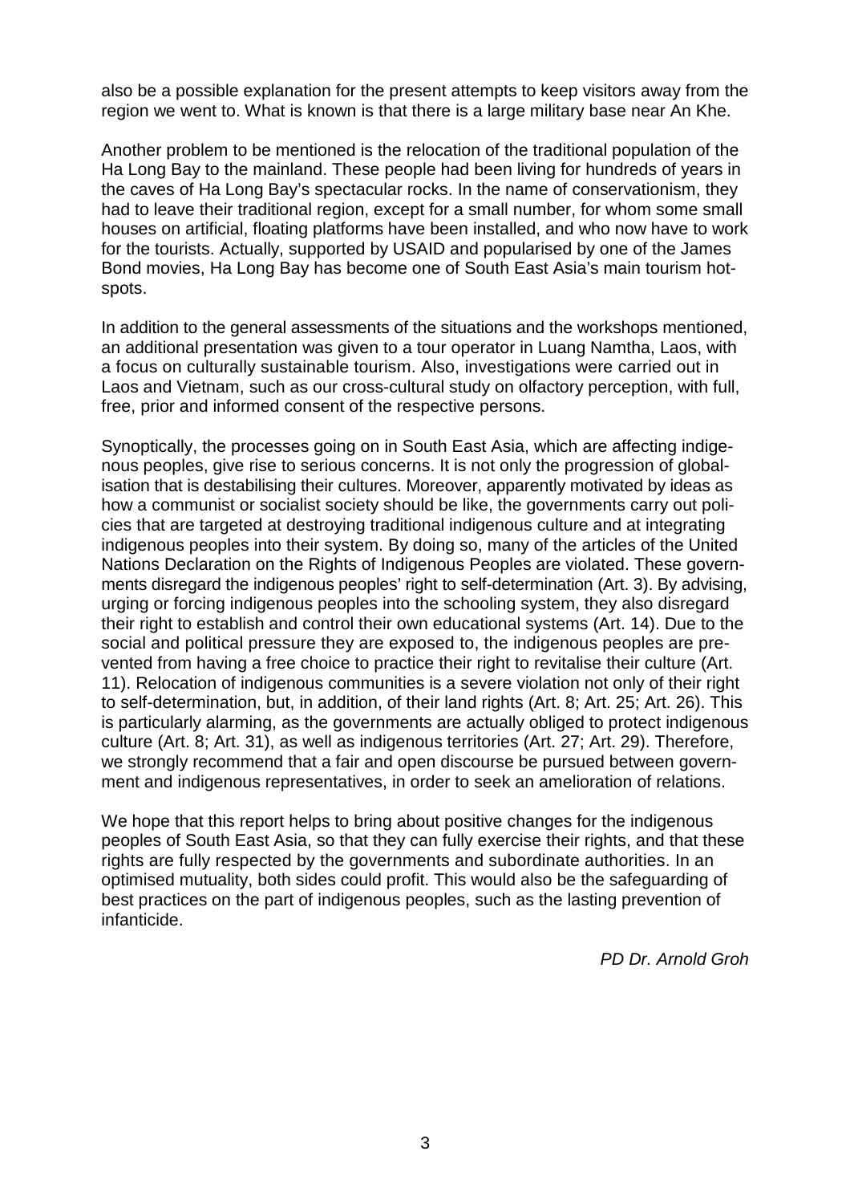also be a possible explanation for the present attempts to keep visitors away from the region we went to. What is known is that there is a large military base near An Khe.

Another problem to be mentioned is the relocation of the traditional population of the Ha Long Bay to the mainland. These people had been living for hundreds of years in the caves of Ha Long Bay's spectacular rocks. In the name of conservationism, they had to leave their traditional region, except for a small number, for whom some small houses on artificial, floating platforms have been installed, and who now have to work for the tourists. Actually, supported by USAID and popularised by one of the James Bond movies, Ha Long Bay has become one of South East Asia's main tourism hot-spots.

In addition to the general assessments of the situations and the workshops mentioned, an additional presentation was given to a tour operator in Luang Namtha, Laos, with a focus on culturally sustainable tourism. Also, investigations were carried out in Laos and Vietnam, such as our cross-cultural study on olfactory perception, with full, free, prior and informed consent of the respective persons.

Synoptically, the processes going on in South East Asia, which are affecting indigenous peoples, give rise to serious concerns. It is not only the progression of globalisation that is destabilising their cultures. Moreover, apparently motivated by ideas as how a communist or socialist society should be like, the governments carry out policies that are targeted at destroying traditional indigenous culture and at integrating indigenous peoples into their system. By doing so, many of the articles of the United Nations Declaration on the Rights of Indigenous Peoples are violated. These governments disregard the indigenous peoples' right to self-determination (Art. 3). By advising, urging or forcing indigenous peoples into the schooling system, they also disregard their right to establish and control their own educational systems (Art. 14). Due to the social and political pressure they are exposed to, the indigenous peoples are prevented from having a free choice to practice their right to revitalise their culture (Art. 11). Relocation of indigenous communities is a severe violation not only of their right to self-determination, but, in addition, of their land rights (Art. 8; Art. 25; Art. 26). This is particularly alarming, as the governments are actually obliged to protect indigenous culture (Art. 8; Art. 31), as well as indigenous territories (Art. 27; Art. 29). Therefore, we strongly recommend that a fair and open discourse be pursued between government and indigenous representatives, in order to seek an amelioration of relations.

We hope that this report helps to bring about positive changes for the indigenous peoples of South East Asia, so that they can fully exercise their rights, and that these rights are fully respected by the governments and subordinate authorities. In an optimised mutuality, both sides could profit. This would also be the safeguarding of best practices on the part of indigenous peoples, such as the lasting prevention of infanticide.

*PD Dr. Arnold Groh*